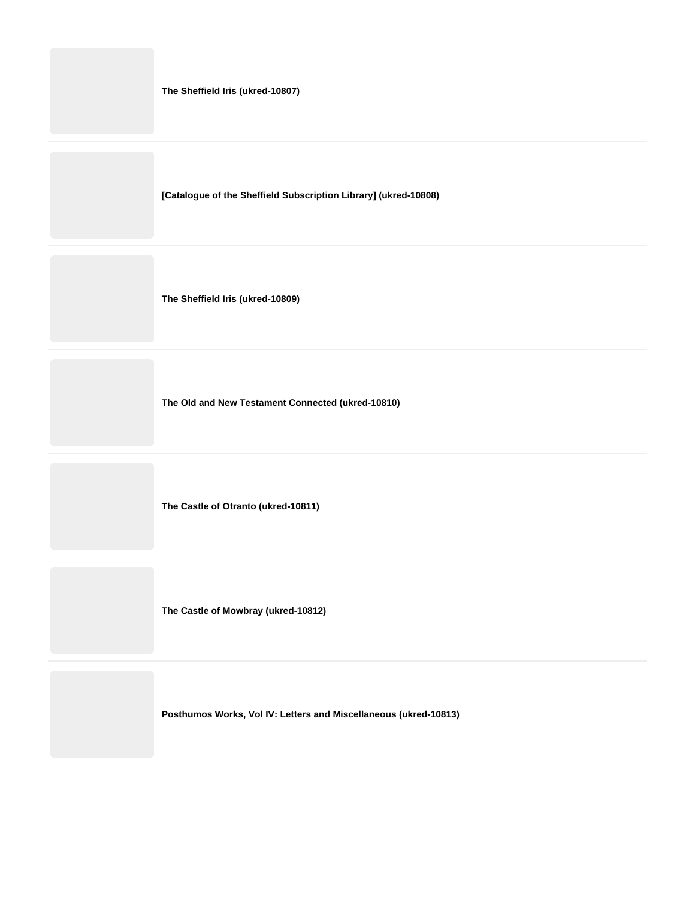**The Sheffield Iris (ukred-10807)**

---

**[Catalogue of the Sheffield Subscription Library] (ukred-10808)**

---

**The Sheffield Iris (ukred-10809)**

---

**The Old and New Testament Connected (ukred-10810)**

---

**The Castle of Otranto (ukred-10811)**

---

**The Castle of Mowbray (ukred-10812)**

---

**Posthumos Works, Vol IV: Letters and Miscellaneous (ukred-10813)**

---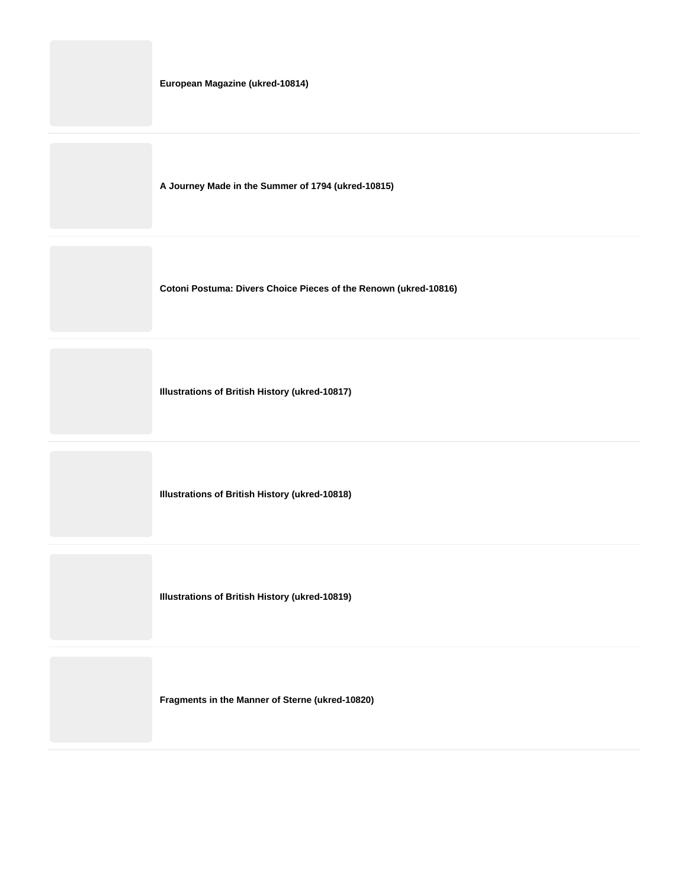**European Magazine (ukred-10814)**

**A Journey Made in the Summer of 1794 (ukred-10815)**

**Cotoni Postuma: Divers Choice Pieces of the Renown (ukred-10816)**

**Illustrations of British History (ukred-10817)**

**Illustrations of British History (ukred-10818)**

**Illustrations of British History (ukred-10819)**

**Fragments in the Manner of Sterne (ukred-10820)**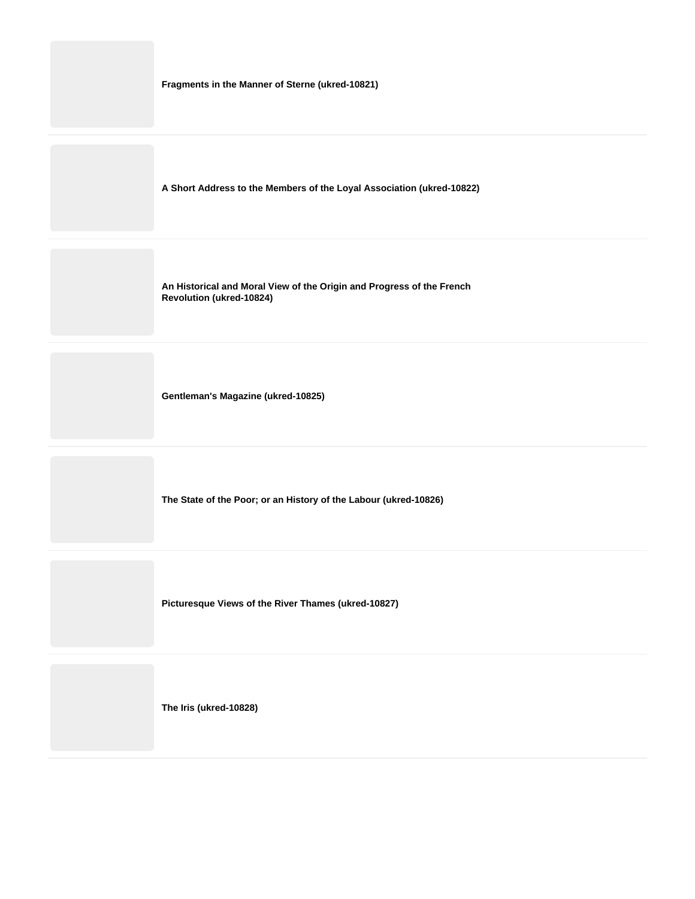**Fragments in the Manner of Sterne (ukred-10821)**

---

**A Short Address to the Members of the Loyal Association (ukred-10822)**

---

**An Historical and Moral View of the Origin and Progress of the French Revolution (ukred-10824)**

---

**Gentleman's Magazine (ukred-10825)**

---

**The State of the Poor; or an History of the Labour (ukred-10826)**

---

**Picturesque Views of the River Thames (ukred-10827)**

---

**The Iris (ukred-10828)**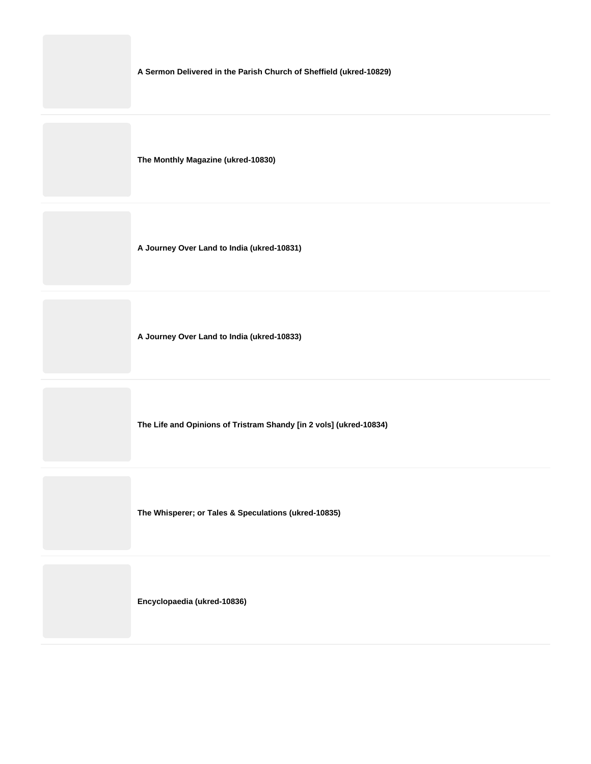**A Sermon Delivered in the Parish Church of Sheffield (ukred-10829)**

---

**The Monthly Magazine (ukred-10830)**

---

**A Journey Over Land to India (ukred-10831)**

---

**A Journey Over Land to India (ukred-10833)**

---

**The Life and Opinions of Tristram Shandy [in 2 vols] (ukred-10834)**

---

**The Whisperer; or Tales & Speculations (ukred-10835)**

---

**Encyclopaedia (ukred-10836)**

---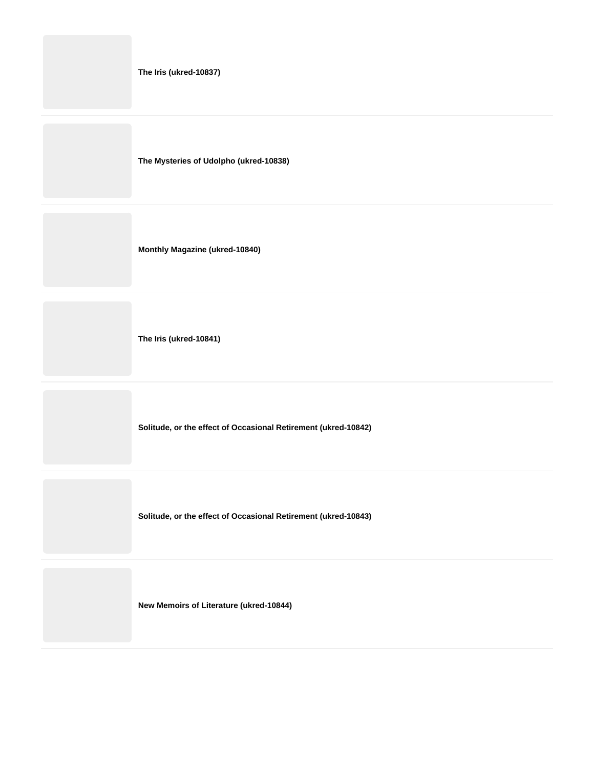**The Iris (ukred-10837)**

---

**The Mysteries of Udolpho (ukred-10838)**

---

**Monthly Magazine (ukred-10840)**

---

**The Iris (ukred-10841)**

---

**Solitude, or the effect of Occasional Retirement (ukred-10842)**

---

**Solitude, or the effect of Occasional Retirement (ukred-10843)**

---

**New Memoirs of Literature (ukred-10844)**

---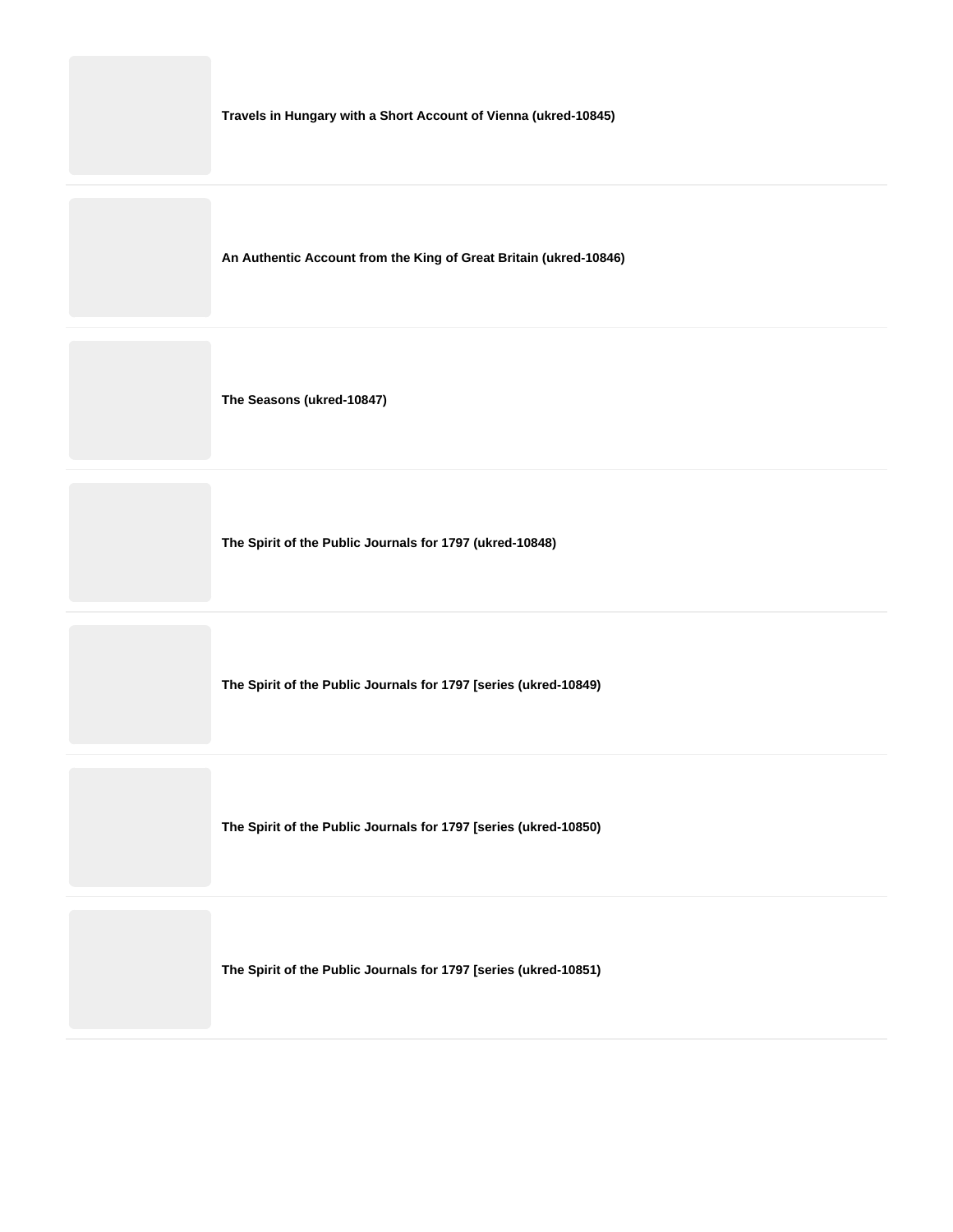**Travels in Hungary with a Short Account of Vienna (ukred-10845)**

**An Authentic Account from the King of Great Britain (ukred-10846)**

**The Seasons (ukred-10847)**

**The Spirit of the Public Journals for 1797 (ukred-10848)**

**The Spirit of the Public Journals for 1797 [series (ukred-10849)**

**The Spirit of the Public Journals for 1797 [series (ukred-10850)**

**The Spirit of the Public Journals for 1797 [series (ukred-10851)**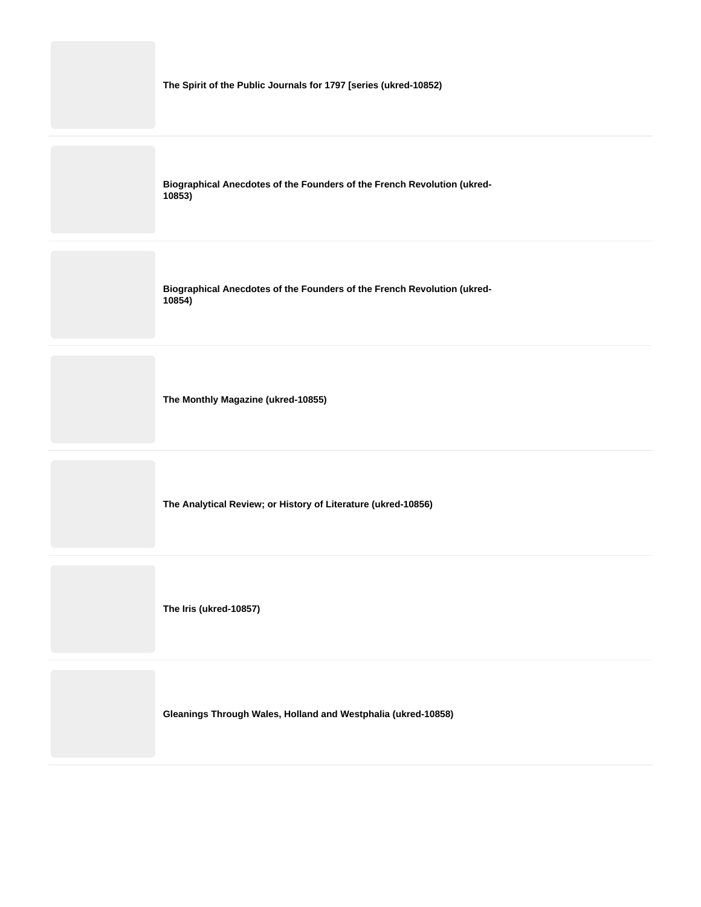**The Spirit of the Public Journals for 1797 [series (ukred-10852)**

**Biographical Anecdotes of the Founders of the French Revolution (ukred-10853)**

**Biographical Anecdotes of the Founders of the French Revolution (ukred-10854)**

**The Monthly Magazine (ukred-10855)**

**The Analytical Review; or History of Literature (ukred-10856)**

**The Iris (ukred-10857)**

**Gleanings Through Wales, Holland and Westphalia (ukred-10858)**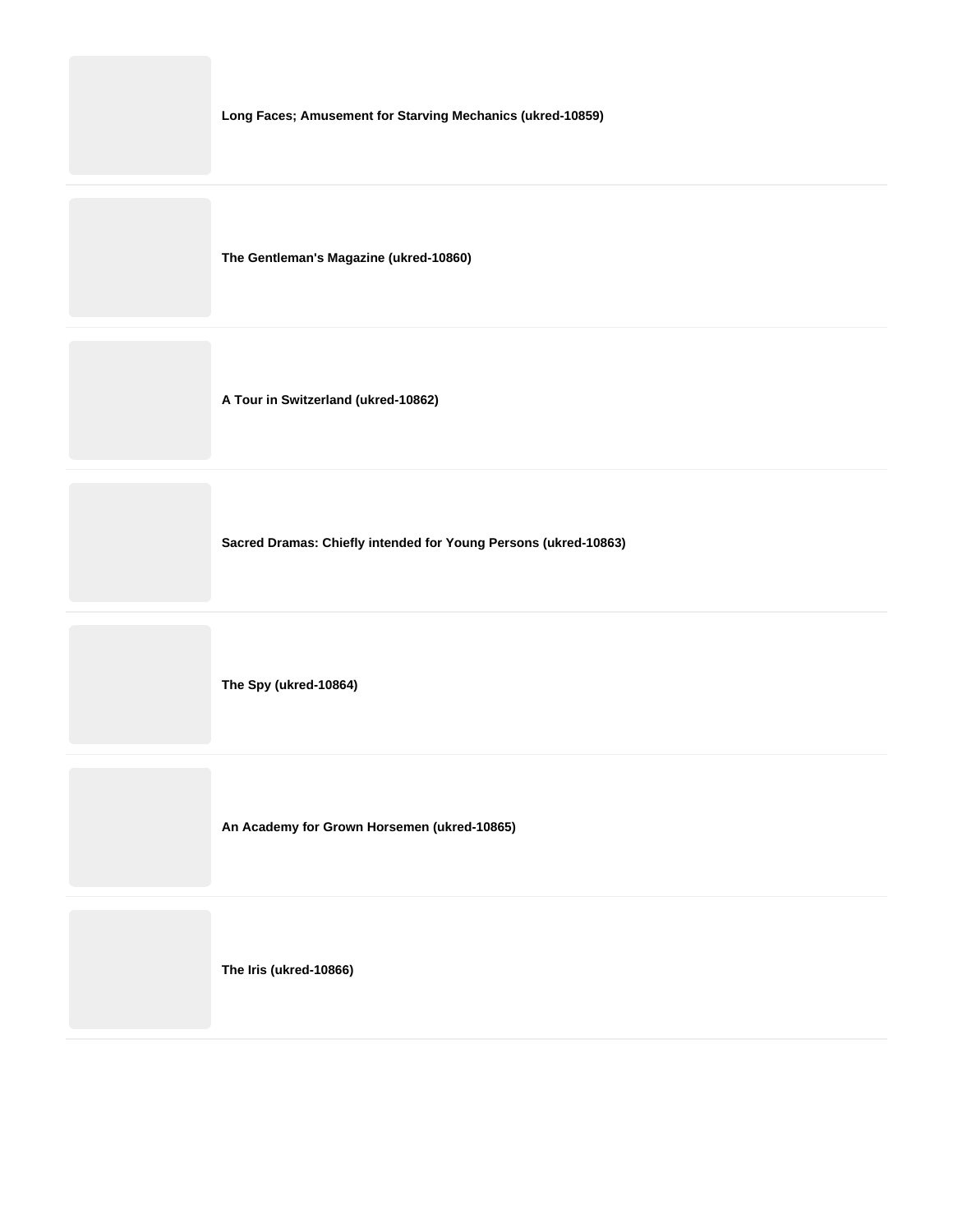**Long Faces; Amusement for Starving Mechanics (ukred-10859)**

**The Gentleman's Magazine (ukred-10860)**

**A Tour in Switzerland (ukred-10862)**

**Sacred Dramas: Chiefly intended for Young Persons (ukred-10863)**

**The Spy (ukred-10864)**

**An Academy for Grown Horsemen (ukred-10865)**

**The Iris (ukred-10866)**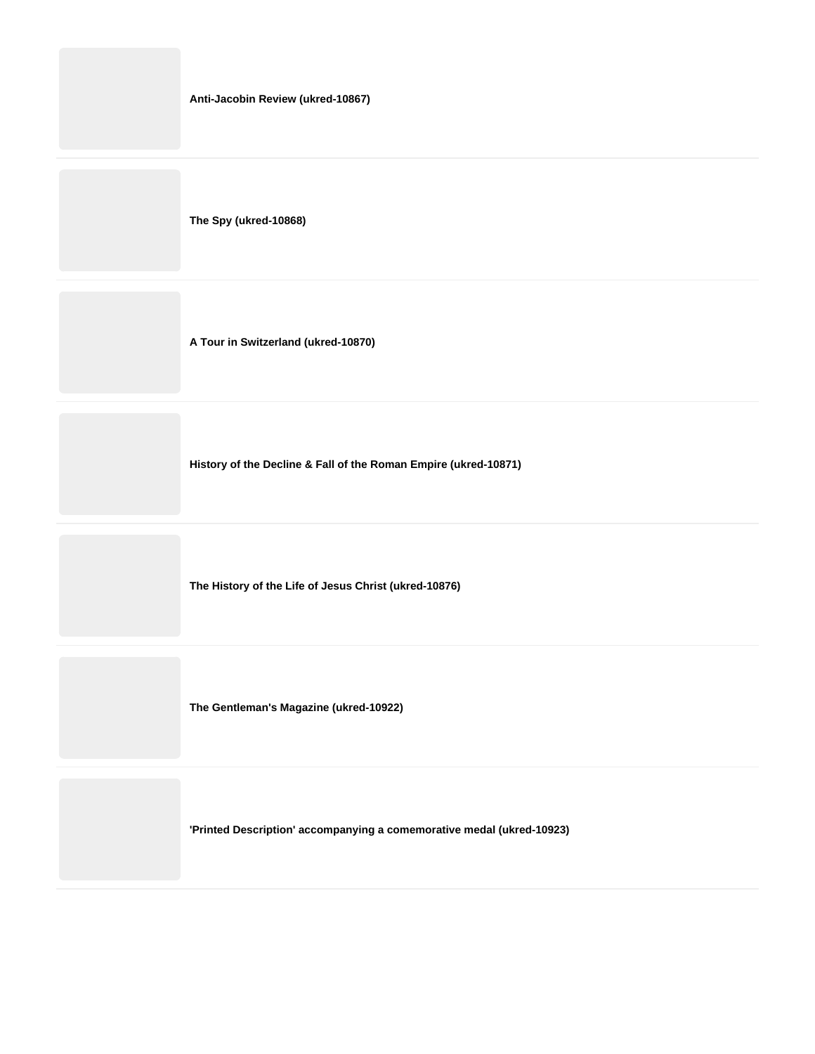**Anti-Jacobin Review (ukred-10867)**

---

**The Spy (ukred-10868)**

---

**A Tour in Switzerland (ukred-10870)**

---

**History of the Decline & Fall of the Roman Empire (ukred-10871)**

---

**The History of the Life of Jesus Christ (ukred-10876)**

---

**The Gentleman's Magazine (ukred-10922)**

---

**'Printed Description' accompanying a comemorative medal (ukred-10923)**

---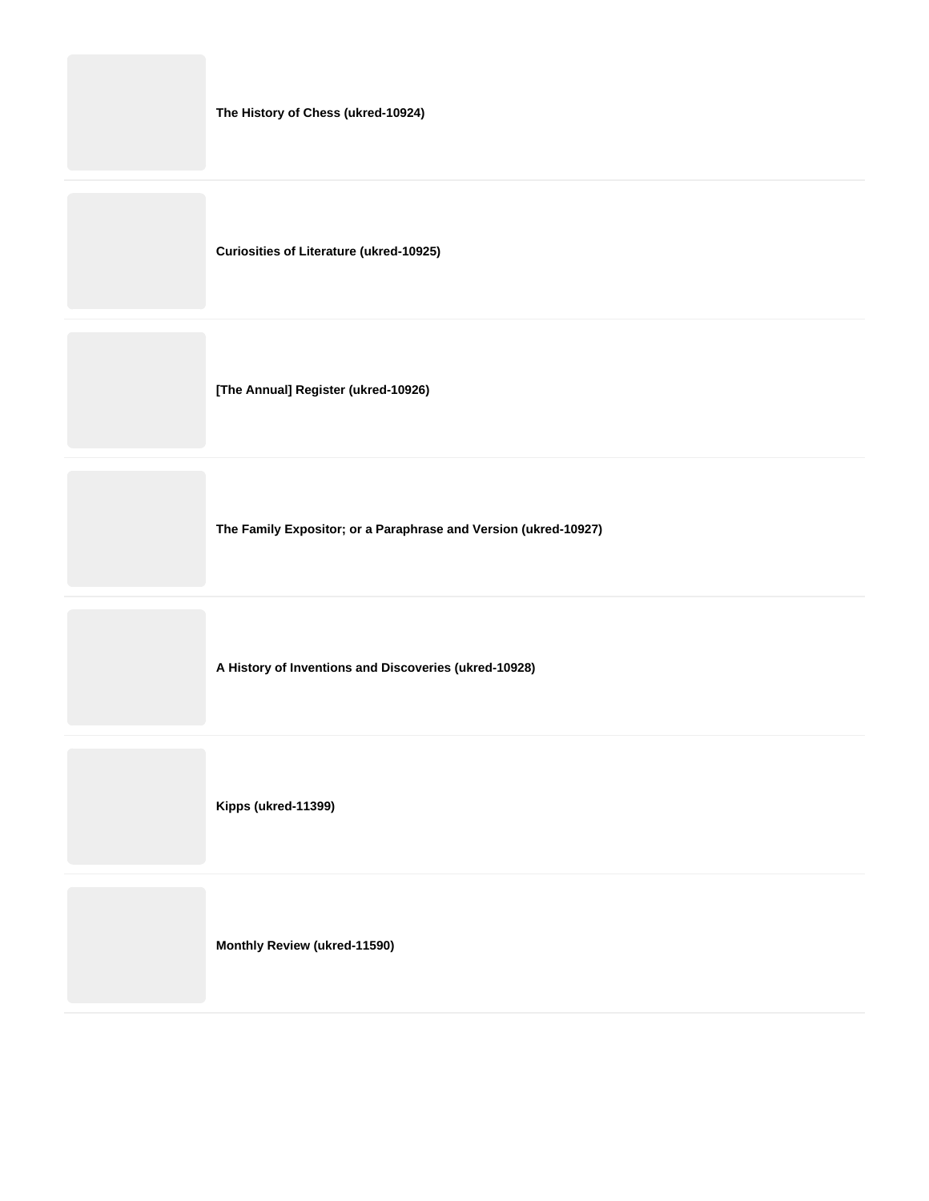**The History of Chess (ukred-10924)**

**Curiosities of Literature (ukred-10925)**

**[The Annual] Register (ukred-10926)**

**The Family Expositor; or a Paraphrase and Version (ukred-10927)**

**A History of Inventions and Discoveries (ukred-10928)**

**Kipps (ukred-11399)**

**Monthly Review (ukred-11590)**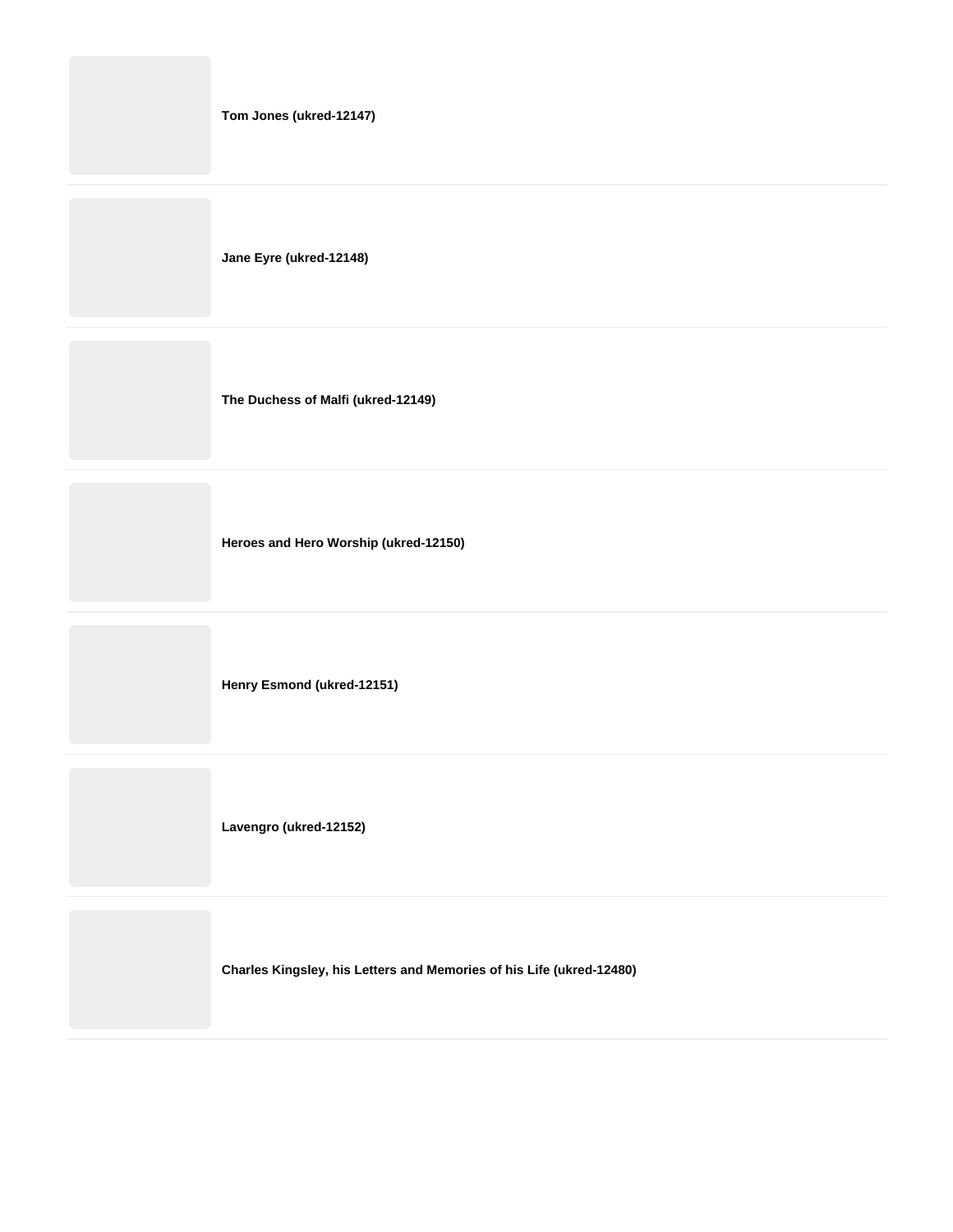**Tom Jones (ukred-12147)**

---

**Jane Eyre (ukred-12148)**

---

**The Duchess of Malfi (ukred-12149)**

---

**Heroes and Hero Worship (ukred-12150)**

---

**Henry Esmond (ukred-12151)**

---

**Lavengro (ukred-12152)**

---

**Charles Kingsley, his Letters and Memories of his Life (ukred-12480)**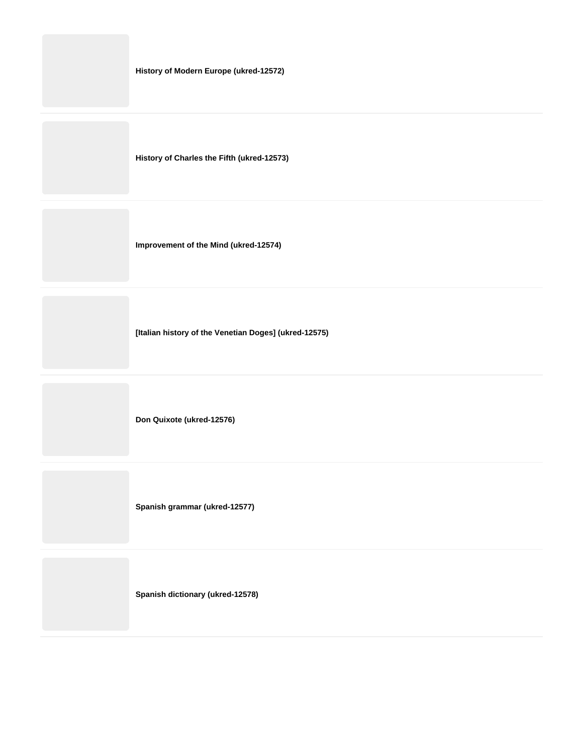**History of Modern Europe (ukred-12572)**

**History of Charles the Fifth (ukred-12573)**

**Improvement of the Mind (ukred-12574)**

**[Italian history of the Venetian Doges] (ukred-12575)**

**Don Quixote (ukred-12576)**

**Spanish grammar (ukred-12577)**

**Spanish dictionary (ukred-12578)**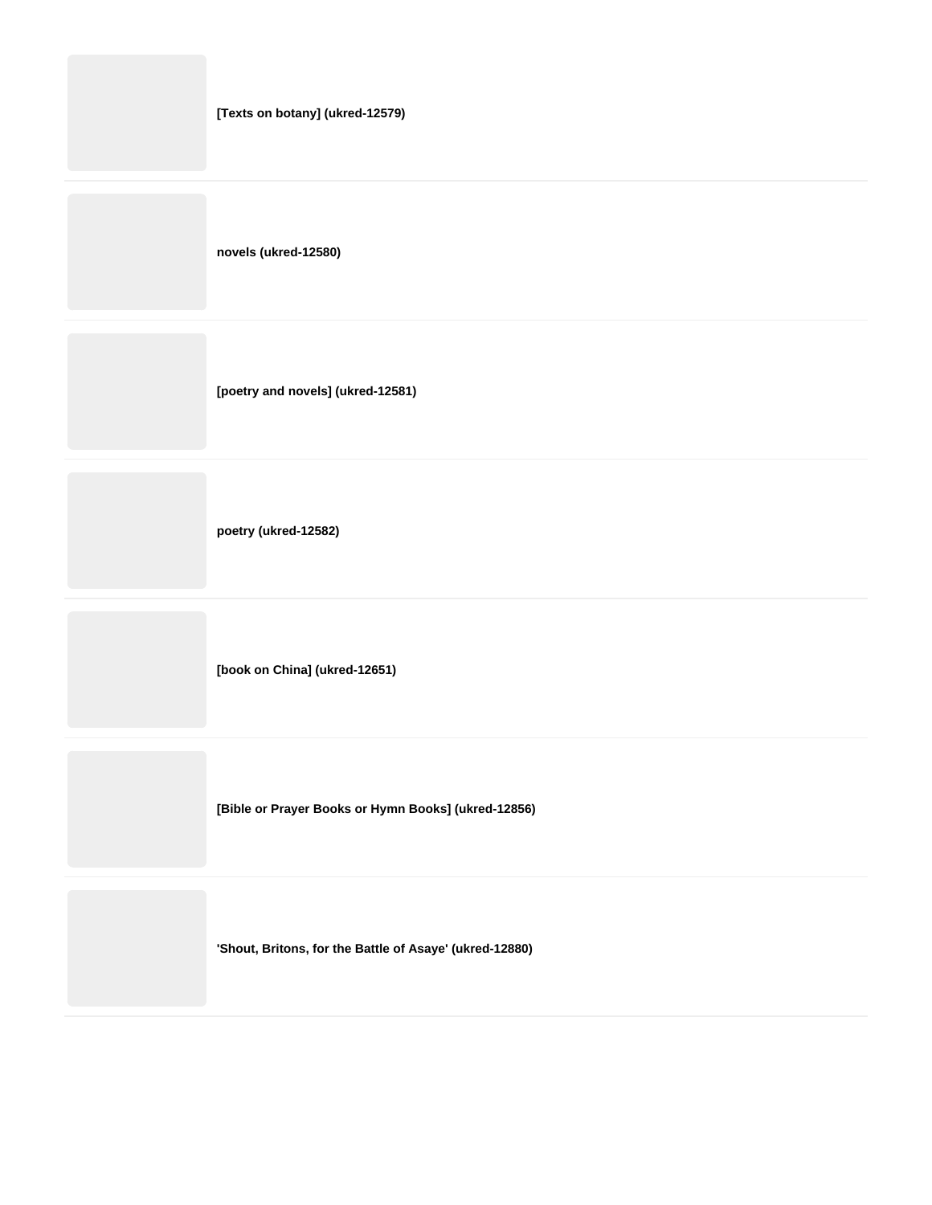**[Texts on botany] (ukred-12579)**

---

**novels (ukred-12580)**

---

**[poetry and novels] (ukred-12581)**

---

**poetry (ukred-12582)**

---

**[book on China] (ukred-12651)**

---

**[Bible or Prayer Books or Hymn Books] (ukred-12856)**

---

**'Shout, Britons, for the Battle of Asaye' (ukred-12880)**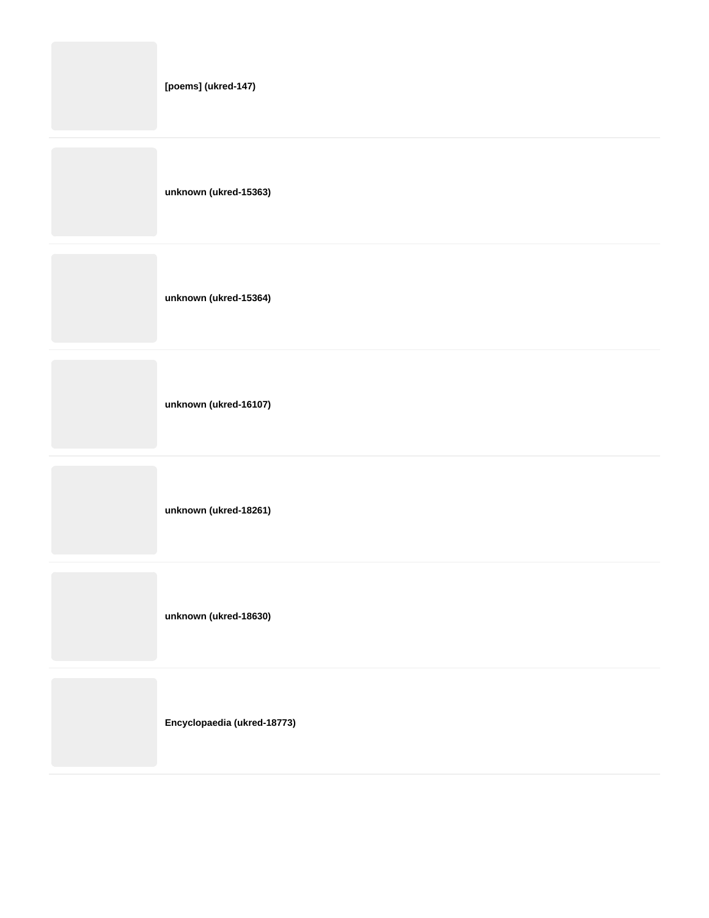**[poems] (ukred-147)**

---

**unknown (ukred-15363)**

---

**unknown (ukred-15364)**

---

**unknown (ukred-16107)**

---

**unknown (ukred-18261)**

---

**unknown (ukred-18630)**

---

**Encyclopaedia (ukred-18773)**

---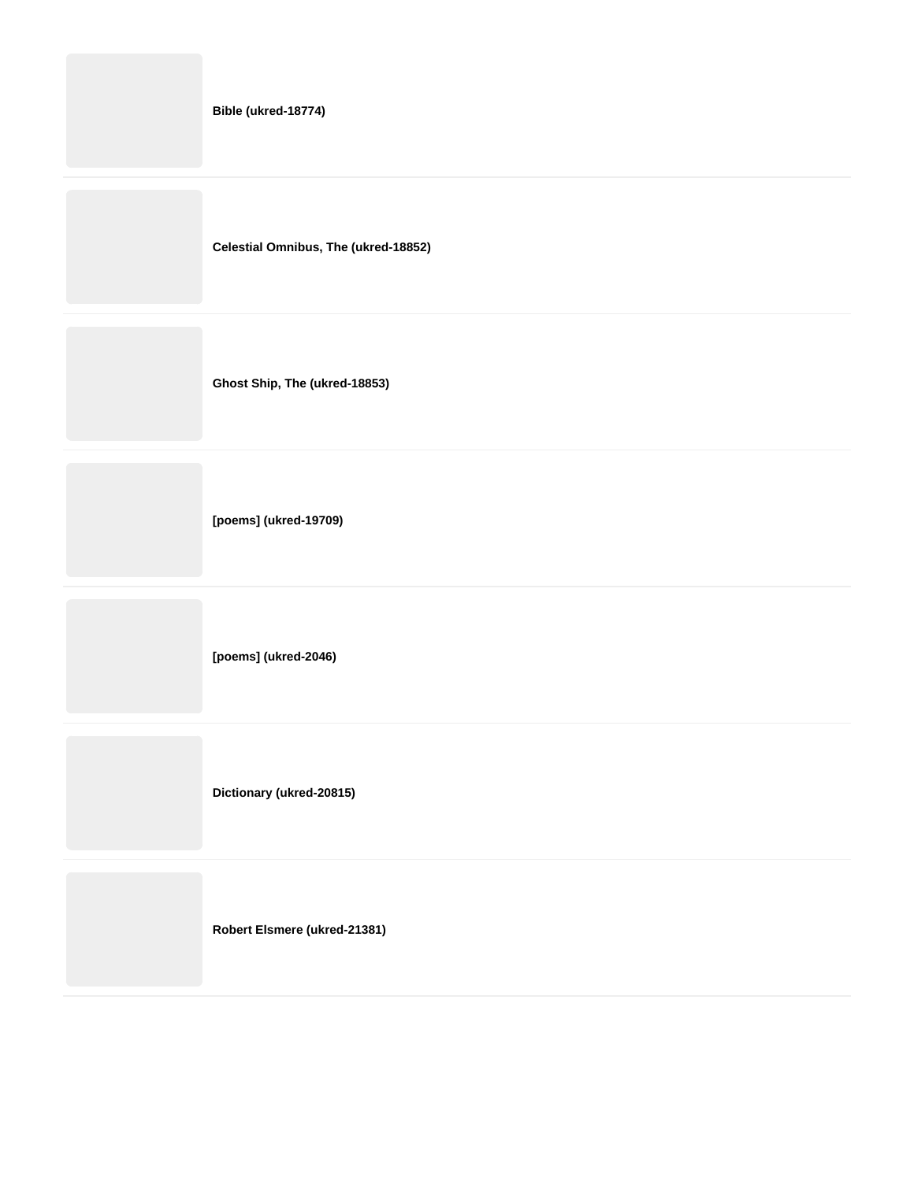**Bible (ukred-18774)**

**Celestial Omnibus, The (ukred-18852)**

**Ghost Ship, The (ukred-18853)**

**[poems] (ukred-19709)**

**[poems] (ukred-2046)**

**Dictionary (ukred-20815)**

**Robert Elsmere (ukred-21381)**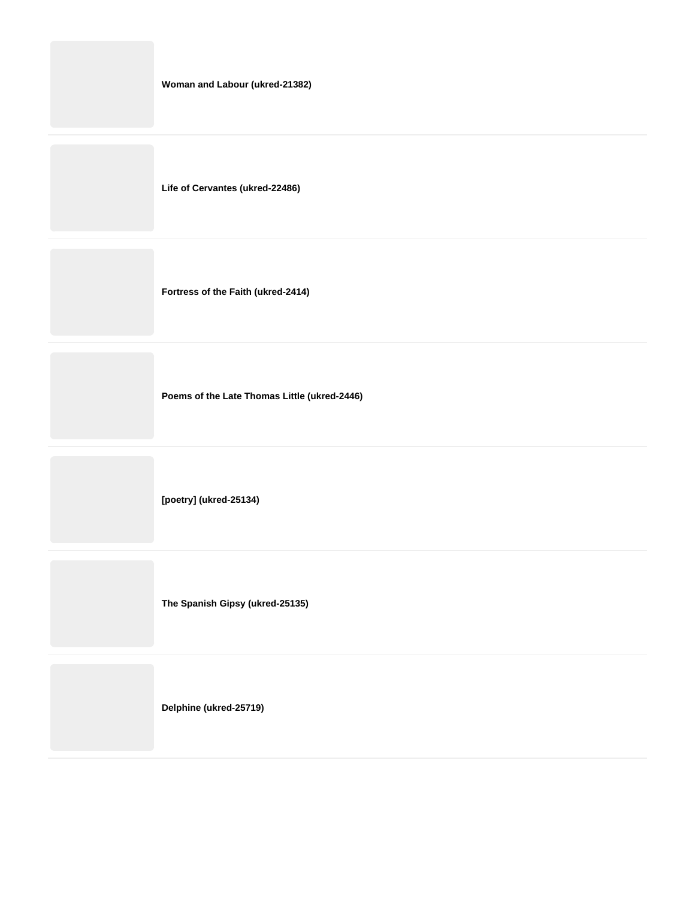**Woman and Labour (ukred-21382)**

**Life of Cervantes (ukred-22486)**

**Fortress of the Faith (ukred-2414)**

**Poems of the Late Thomas Little (ukred-2446)**

**[poetry] (ukred-25134)**

**The Spanish Gipsy (ukred-25135)**

**Delphine (ukred-25719)**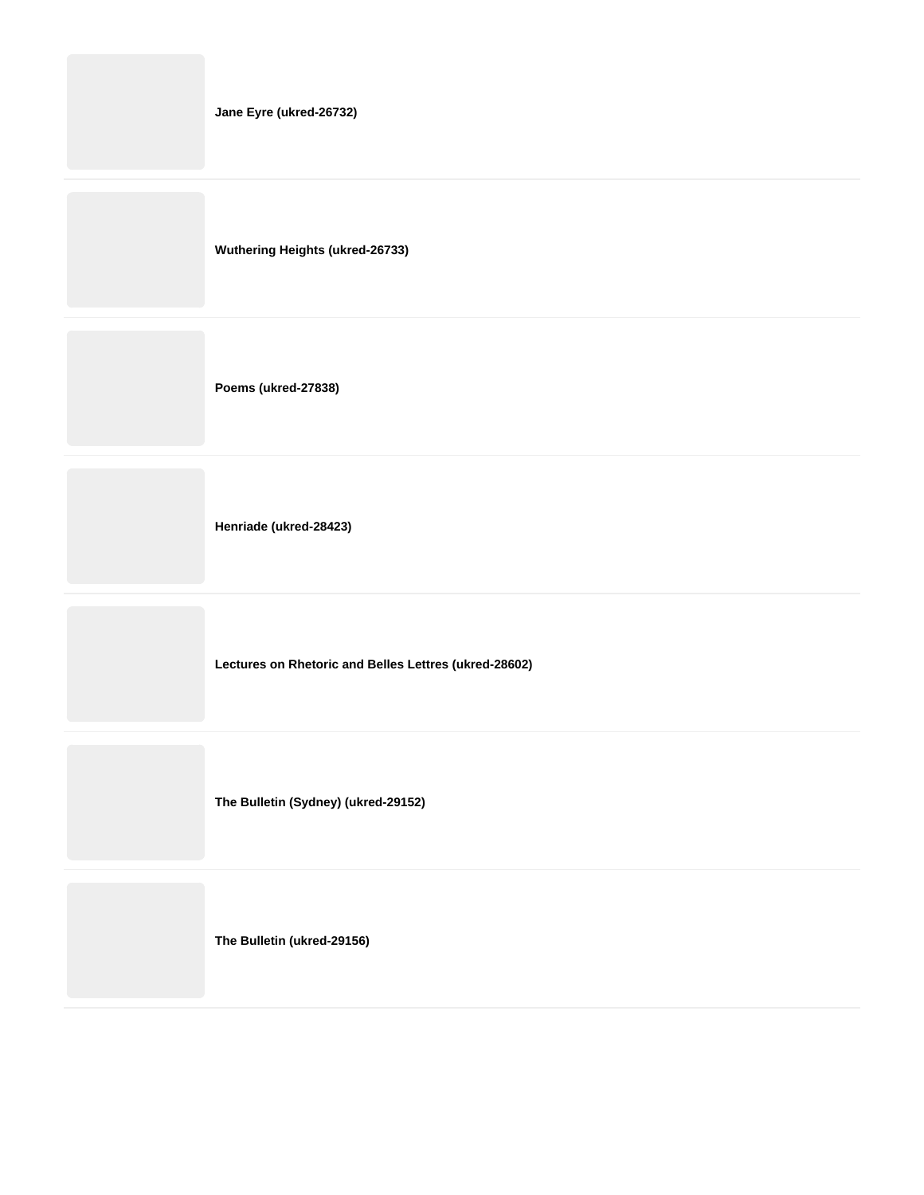**Jane Eyre (ukred-26732)**

**Wuthering Heights (ukred-26733)**

**Poems (ukred-27838)**

**Henriade (ukred-28423)**

**Lectures on Rhetoric and Belles Lettres (ukred-28602)**

**The Bulletin (Sydney) (ukred-29152)**

**The Bulletin (ukred-29156)**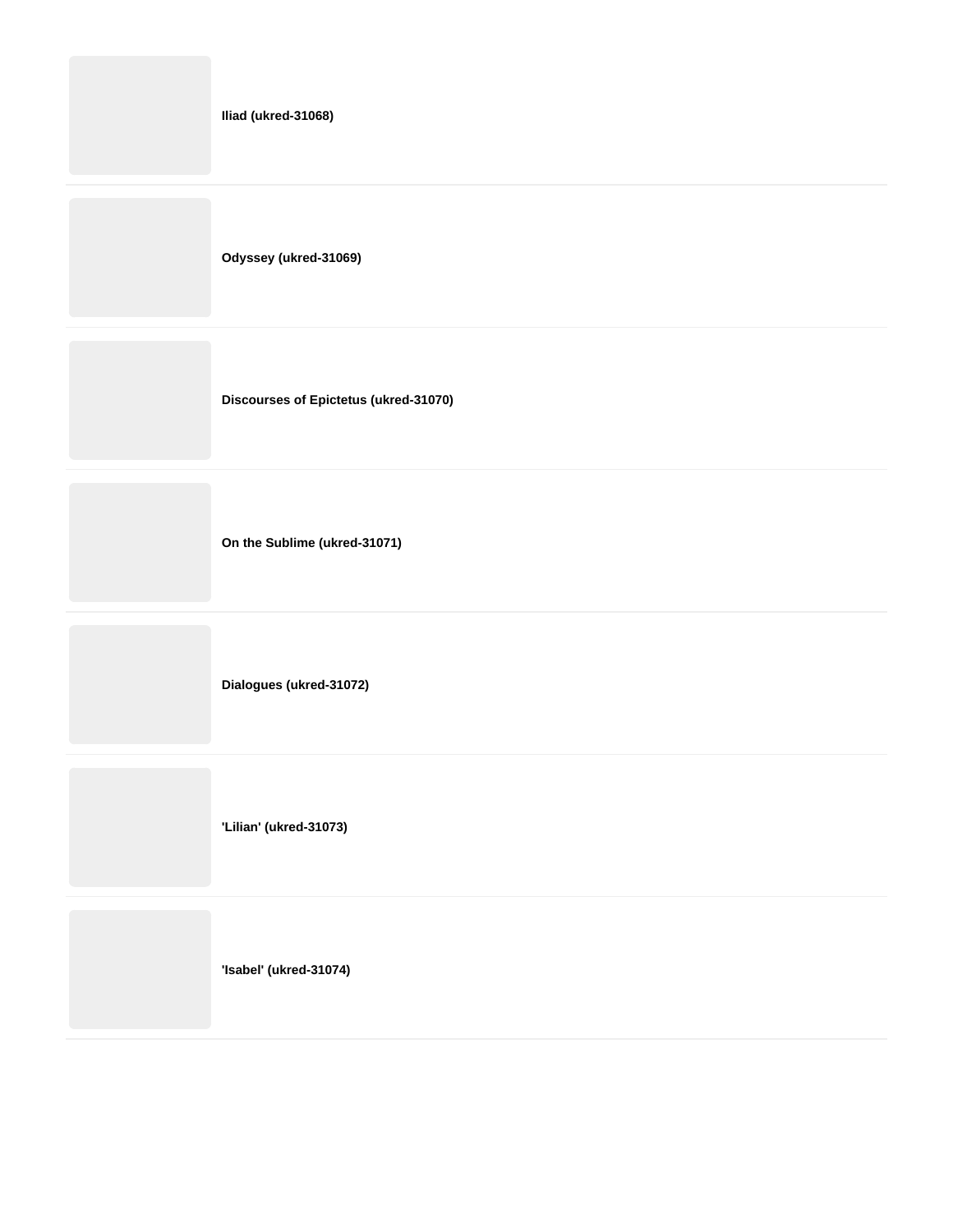**Iliad (ukred-31068)**

**Odyssey (ukred-31069)**

**Discourses of Epictetus (ukred-31070)**

**On the Sublime (ukred-31071)**

**Dialogues (ukred-31072)**

**'Lilian' (ukred-31073)**

**'Isabel' (ukred-31074)**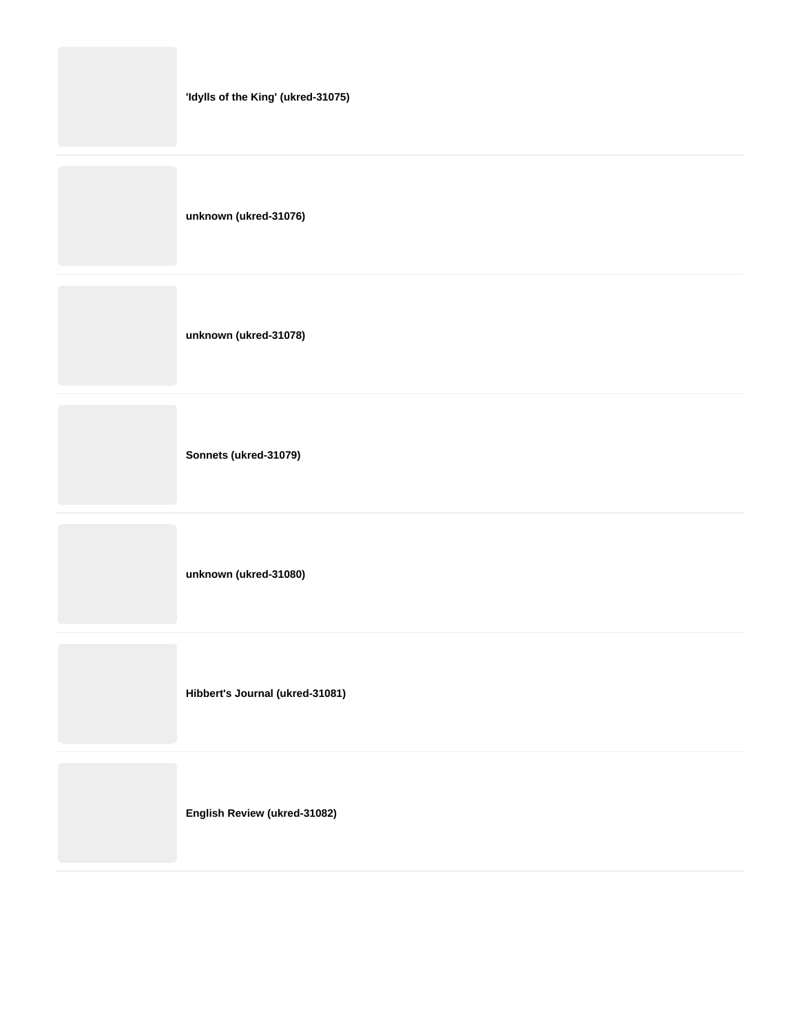**'Idylls of the King' (ukred-31075)**

**unknown (ukred-31076)**

**unknown (ukred-31078)**

**Sonnets (ukred-31079)**

**unknown (ukred-31080)**

**Hibbert's Journal (ukred-31081)**

**English Review (ukred-31082)**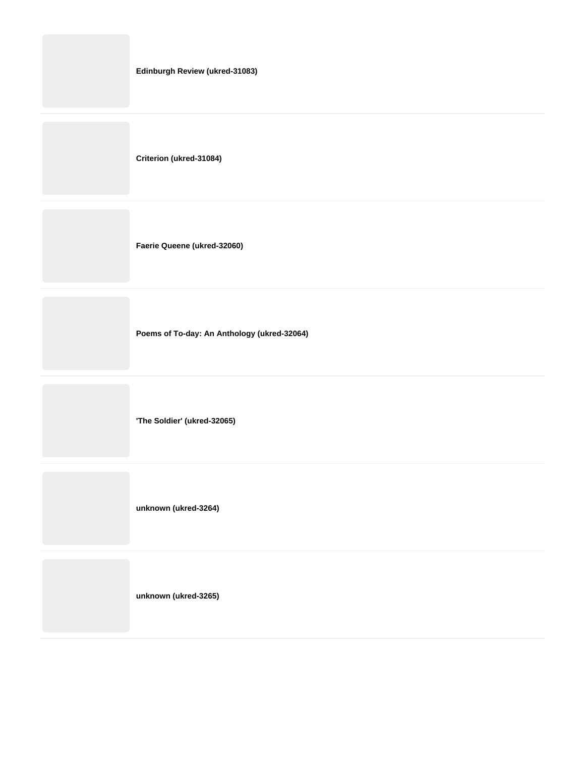**Edinburgh Review (ukred-31083)**

**Criterion (ukred-31084)**

**Faerie Queene (ukred-32060)**

**Poems of To-day: An Anthology (ukred-32064)**

**'The Soldier' (ukred-32065)**

**unknown (ukred-3264)**

**unknown (ukred-3265)**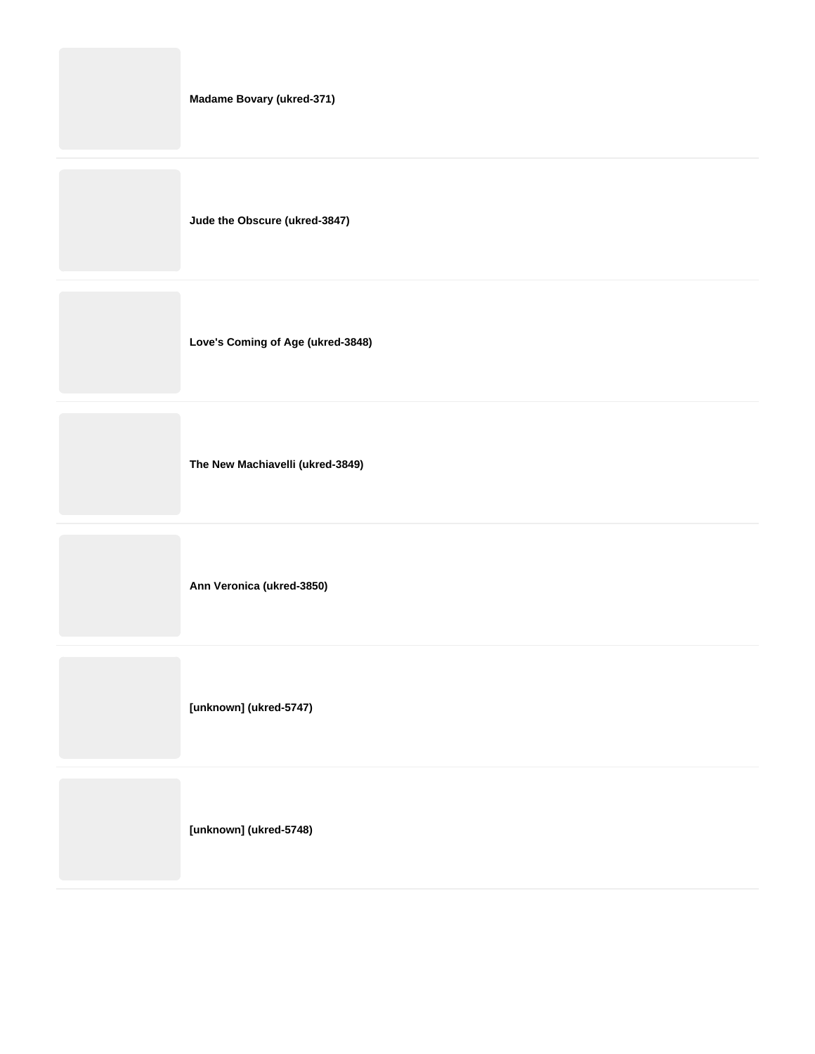**Madame Bovary (ukred-371)**

---

**Jude the Obscure (ukred-3847)**

---

**Love's Coming of Age (ukred-3848)**

---

**The New Machiavelli (ukred-3849)**

---

**Ann Veronica (ukred-3850)**

---

**[unknown] (ukred-5747)**

---

**[unknown] (ukred-5748)**

---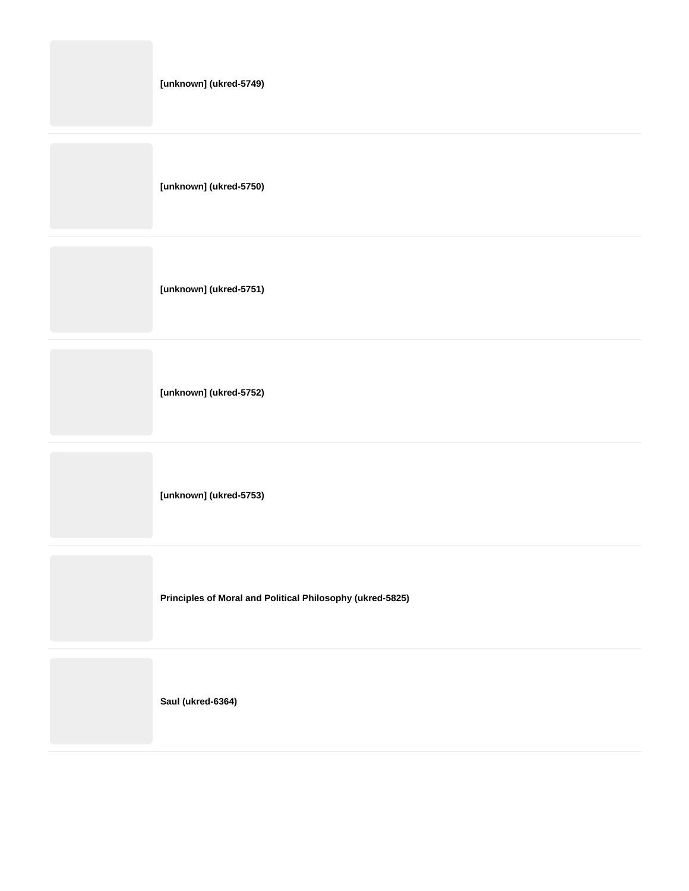**[unknown] (ukred-5749)**

---

**[unknown] (ukred-5750)**

---

**[unknown] (ukred-5751)**

---

**[unknown] (ukred-5752)**

---

**[unknown] (ukred-5753)**

---

**Principles of Moral and Political Philosophy (ukred-5825)**

---

**Saul (ukred-6364)**

---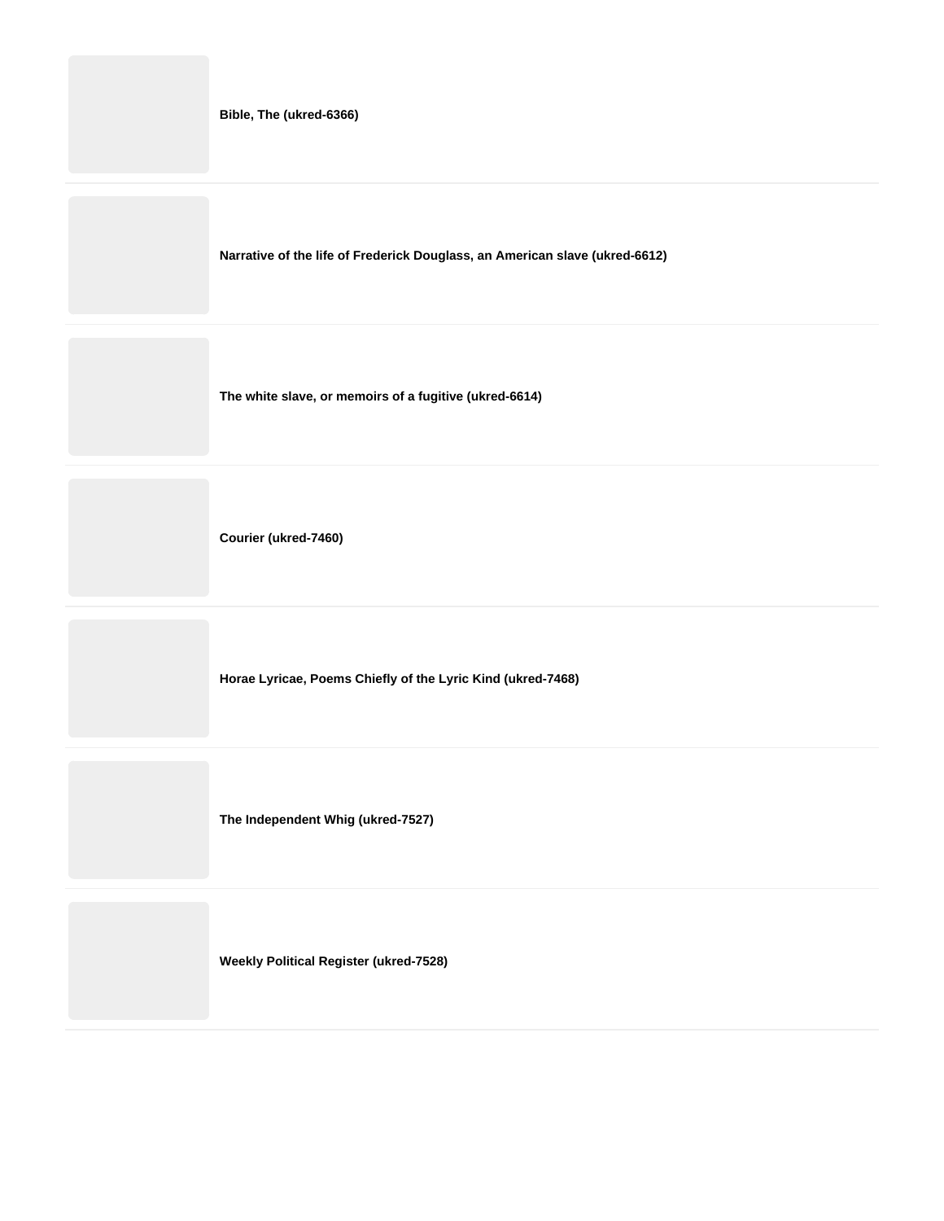**Bible, The (ukred-6366)**

---

**Narrative of the life of Frederick Douglass, an American slave (ukred-6612)**

---

**The white slave, or memoirs of a fugitive (ukred-6614)**

---

**Courier (ukred-7460)**

---

**Horae Lyricae, Poems Chiefly of the Lyric Kind (ukred-7468)**

---

**The Independent Whig (ukred-7527)**

---

**Weekly Political Register (ukred-7528)**

---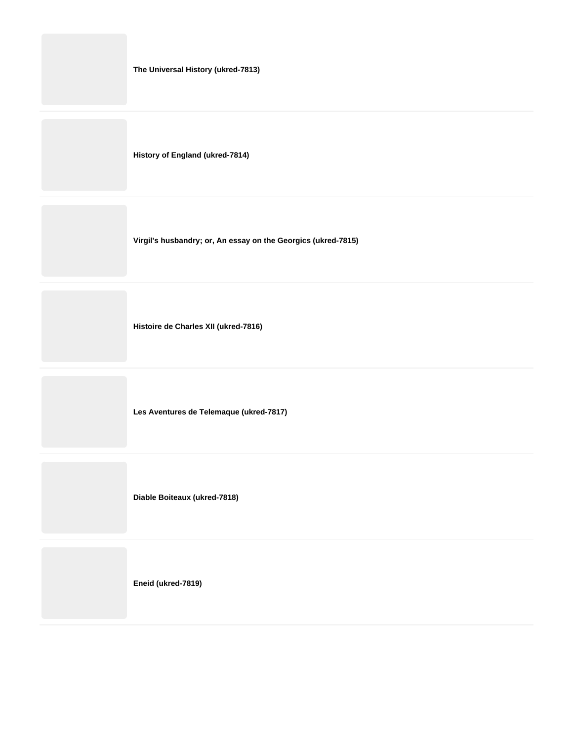**The Universal History (ukred-7813)**

---

**History of England (ukred-7814)**

---

**Virgil's husbandry; or, An essay on the Georgics (ukred-7815)**

---

**Histoire de Charles XII (ukred-7816)**

---

**Les Aventures de Telemaque (ukred-7817)**

---

**Diable Boiteaux (ukred-7818)**

---

**Eneid (ukred-7819)**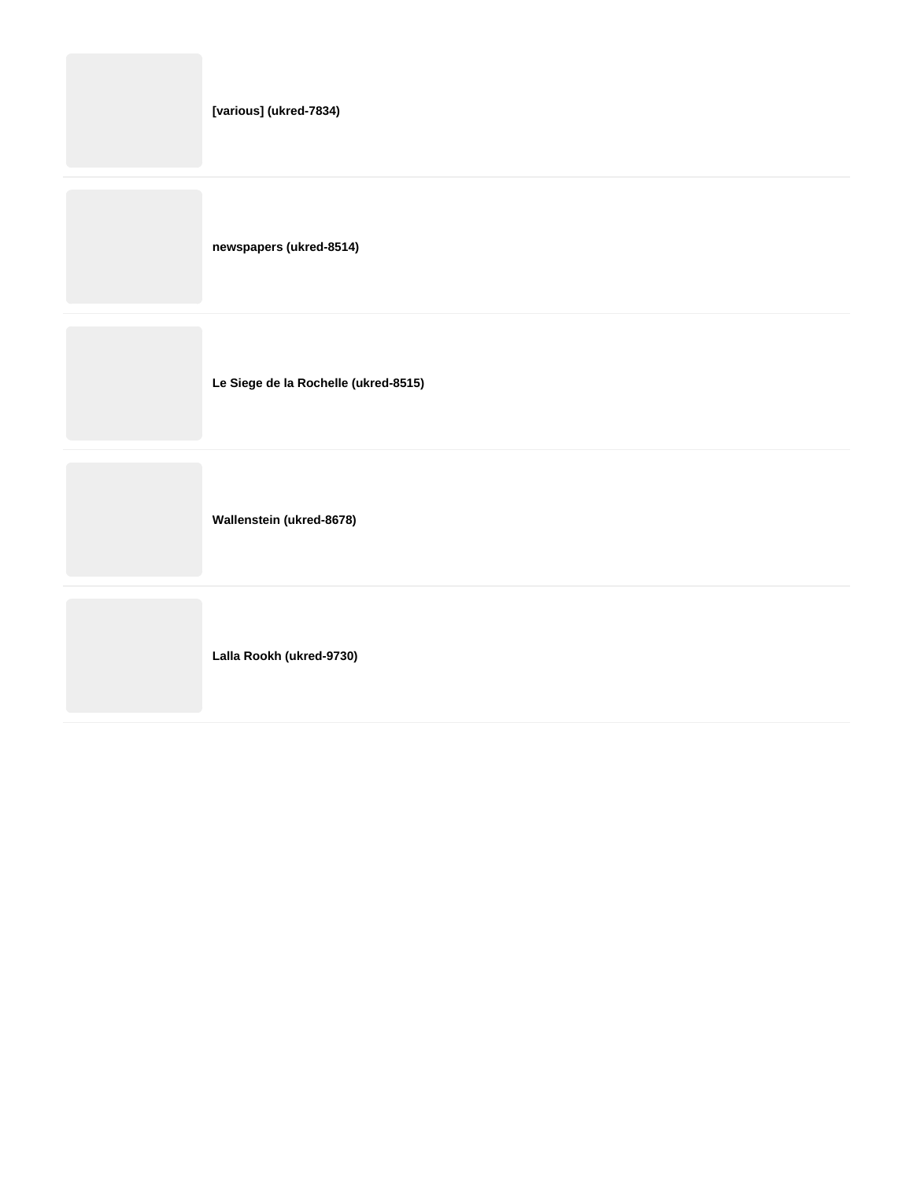**[various] (ukred-7834)**

**newspapers (ukred-8514)**

**Le Siege de la Rochelle (ukred-8515)**

**Wallenstein (ukred-8678)**

**Lalla Rookh (ukred-9730)**